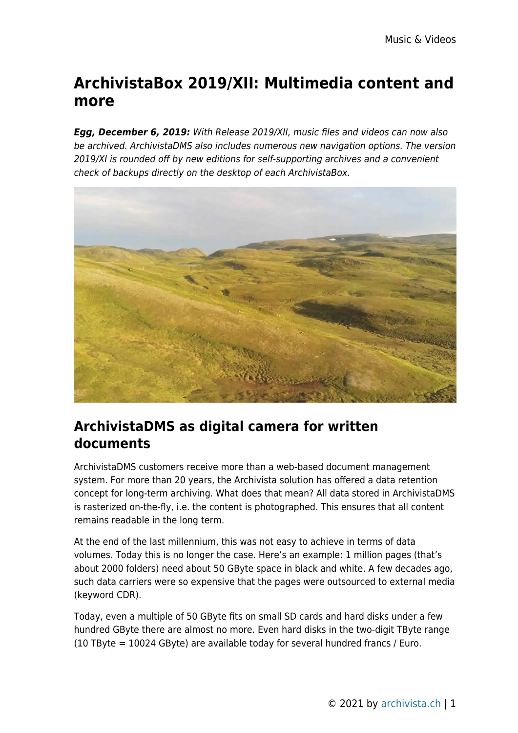# ArchivistaBox 2019/XII: Multimedia content and more

***Egg, December 6, 2019:*** *With Release 2019/XII, music files and videos can now also be archived. ArchivistaDMS also includes numerous new navigation options. The version 2019/XI is rounded off by new editions for self-supporting archives and a convenient check of backups directly on the desktop of each ArchivistaBox.*

## ArchivistaDMS as digital camera for written documents

ArchivistaDMS customers receive more than a web-based document management system. For more than 20 years, the Archivista solution has offered a data retention concept for long-term archiving. What does that mean? All data stored in ArchivistaDMS is rasterized on-the-fly, i.e. the content is photographed. This ensures that all content remains readable in the long term.

At the end of the last millennium, this was not easy to achieve in terms of data volumes. Today this is no longer the case. Here's an example: 1 million pages (that's about 2000 folders) need about 50 GByte space in black and white. A few decades ago, such data carriers were so expensive that the pages were outsourced to external media (keyword CDR).

Today, even a multiple of 50 GByte fits on small SD cards and hard disks under a few hundred GByte there are almost no more. Even hard disks in the two-digit TByte range (10 TByte = 10024 GByte) are available today for several hundred francs / Euro.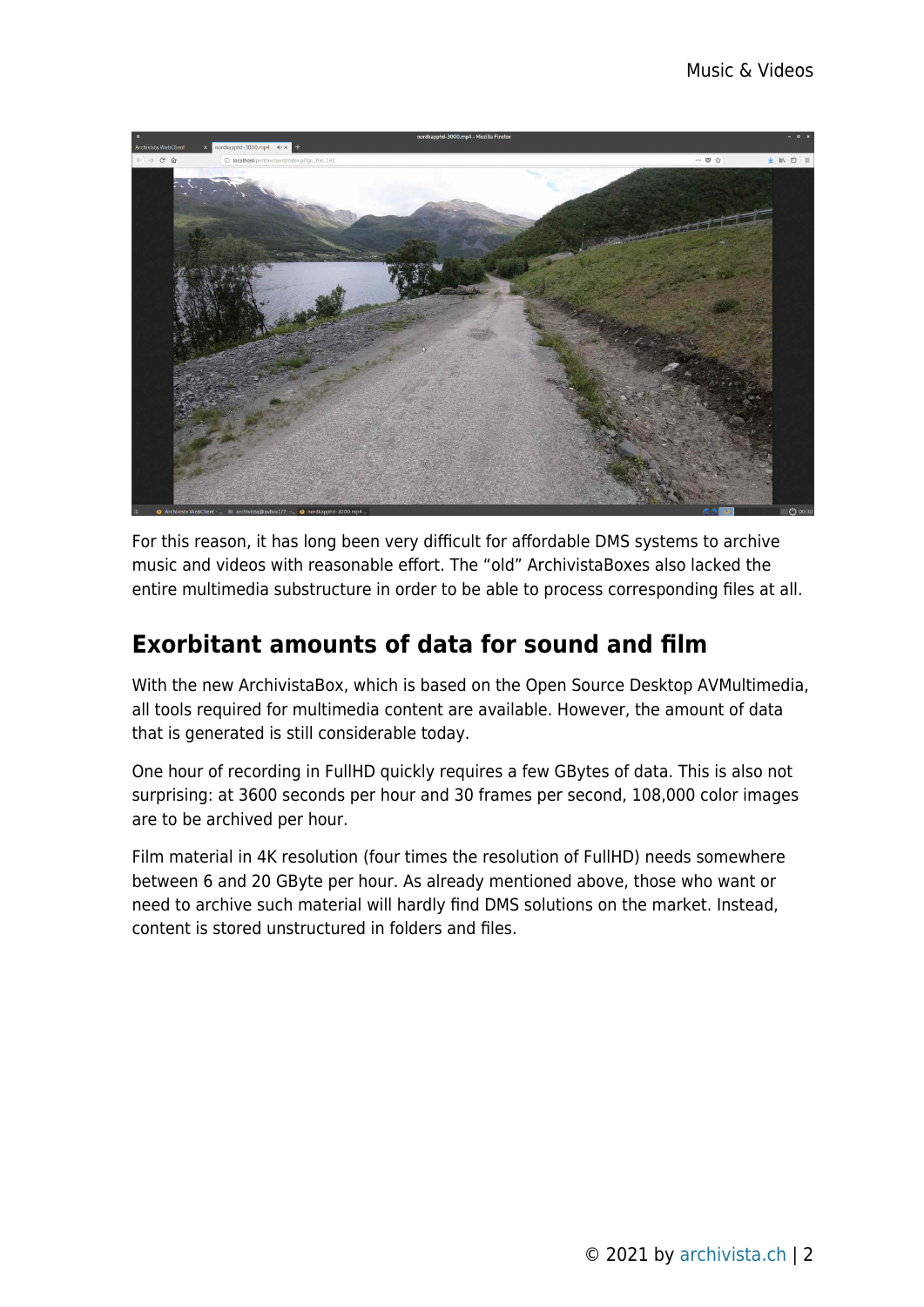For this reason, it has long been very difficult for affordable DMS systems to archive music and videos with reasonable effort. The “old” ArchivistaBoxes also lacked the entire multimedia substructure in order to be able to process corresponding files at all.

## Exorbitant amounts of data for sound and film

With the new ArchivistaBox, which is based on the Open Source Desktop AVMultimedia, all tools required for multimedia content are available. However, the amount of data that is generated is still considerable today.

One hour of recording in FullHD quickly requires a few GBytes of data. This is also not surprising: at 3600 seconds per hour and 30 frames per second, 108,000 color images are to be archived per hour.

Film material in 4K resolution (four times the resolution of FullHD) needs somewhere between 6 and 20 GByte per hour. As already mentioned above, those who want or need to archive such material will hardly find DMS solutions on the market. Instead, content is stored unstructured in folders and files.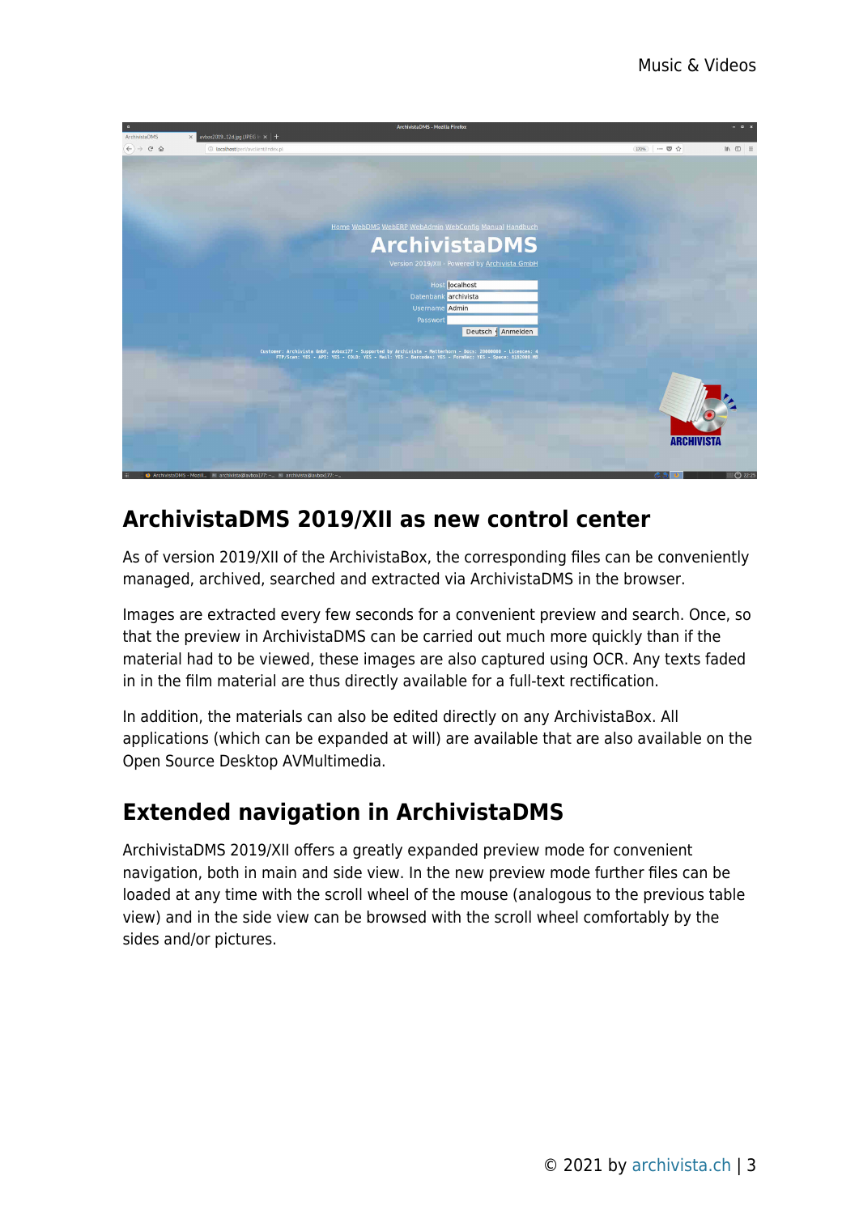## ArchivistaDMS 2019/XII as new control center

As of version 2019/XII of the ArchivistaBox, the corresponding files can be conveniently managed, archived, searched and extracted via ArchivistaDMS in the browser.

Images are extracted every few seconds for a convenient preview and search. Once, so that the preview in ArchivistaDMS can be carried out much more quickly than if the material had to be viewed, these images are also captured using OCR. Any texts faded in in the film material are thus directly available for a full-text rectification.

In addition, the materials can also be edited directly on any ArchivistaBox. All applications (which can be expanded at will) are available that are also available on the Open Source Desktop AVMultimedia.

## Extended navigation in ArchivistaDMS

ArchivistaDMS 2019/XII offers a greatly expanded preview mode for convenient navigation, both in main and side view. In the new preview mode further files can be loaded at any time with the scroll wheel of the mouse (analogous to the previous table view) and in the side view can be browsed with the scroll wheel comfortably by the sides and/or pictures.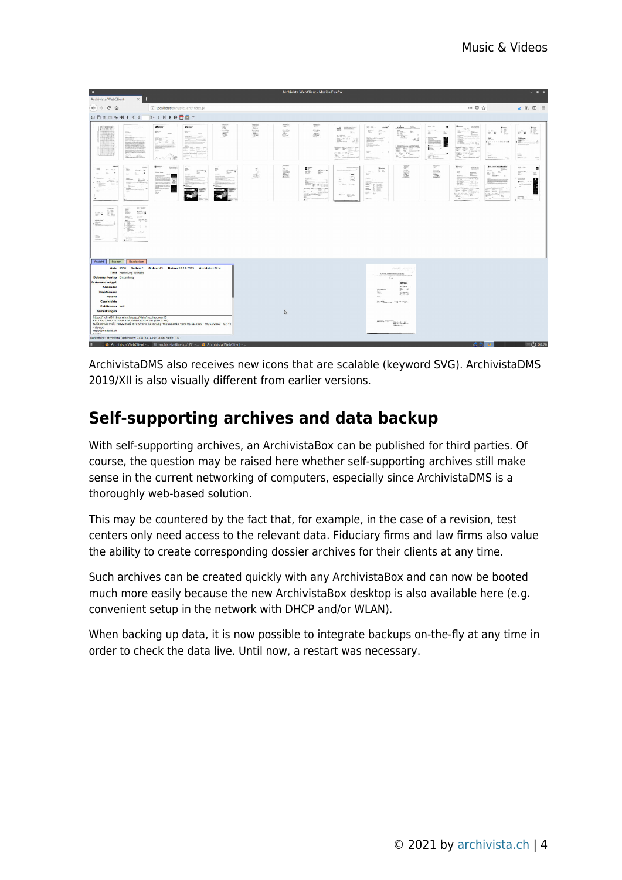ArchivistaDMS also receives new icons that are scalable (keyword SVG). ArchivistaDMS 2019/XII is also visually different from earlier versions.

## Self-supporting archives and data backup

With self-supporting archives, an ArchivistaBox can be published for third parties. Of course, the question may be raised here whether self-supporting archives still make sense in the current networking of computers, especially since ArchivistaDMS is a thoroughly web-based solution.

This may be countered by the fact that, for example, in the case of a revision, test centers only need access to the relevant data. Fiduciary firms and law firms also value the ability to create corresponding dossier archives for their clients at any time.

Such archives can be created quickly with any ArchivistaBox and can now be booted much more easily because the new ArchivistaBox desktop is also available here (e.g. convenient setup in the network with DHCP and/or WLAN).

When backing up data, it is now possible to integrate backups on-the-fly at any time in order to check the data live. Until now, a restart was necessary.